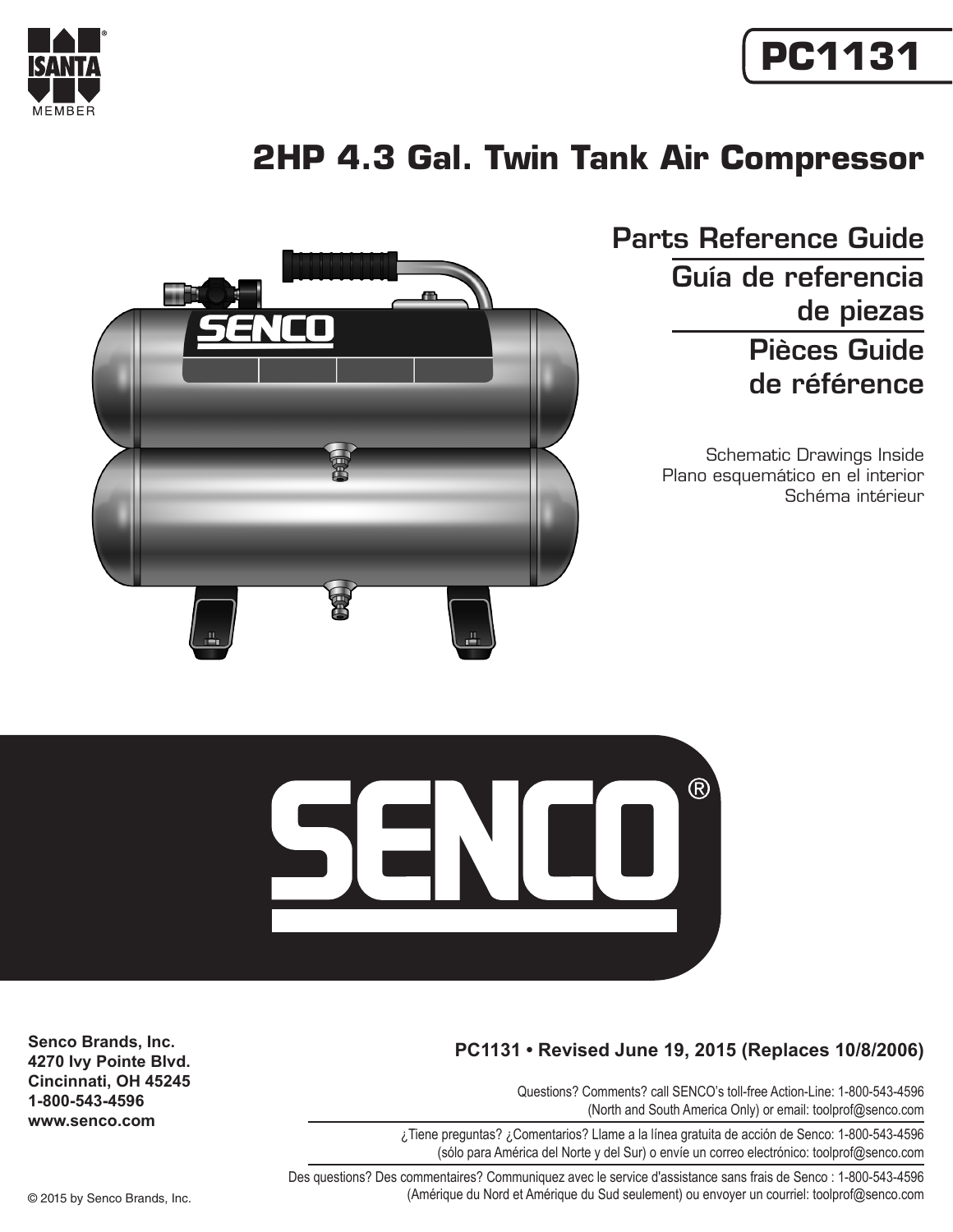ISANTA MEMBER

# PC1131

# 2HP 4.3 Gal. Twin Tank Air Compressor

## Parts Reference Guide

## Guía de referencia de piezas

## Pièces Guide de référence

Schematic Drawings Inside
Plano esquemático en el interior
Schéma intérieur

SENCO®

**Senco Brands, Inc.**
**4270 Ivy Pointe Blvd.**
**Cincinnati, OH 45245**
**1-800-543-4596**
**www.senco.com**

**PC1131 • Revised June 19, 2015 (Replaces 10/8/2006)**

Questions? Comments? call SENCO's toll-free Action-Line: 1-800-543-4596 (North and South America Only) or email: toolprof@senco.com

¿Tiene preguntas? ¿Comentarios? Llame a la línea gratuita de acción de Senco: 1-800-543-4596 (sólo para América del Norte y del Sur) o envíe un correo electrónico: toolprof@senco.com

Des questions? Des commentaires? Communiquez avec le service d'assistance sans frais de Senco : 1-800-543-4596 (Amérique du Nord et Amérique du Sud seulement) ou envoyer un courriel: toolprof@senco.com

© 2015 by Senco Brands, Inc.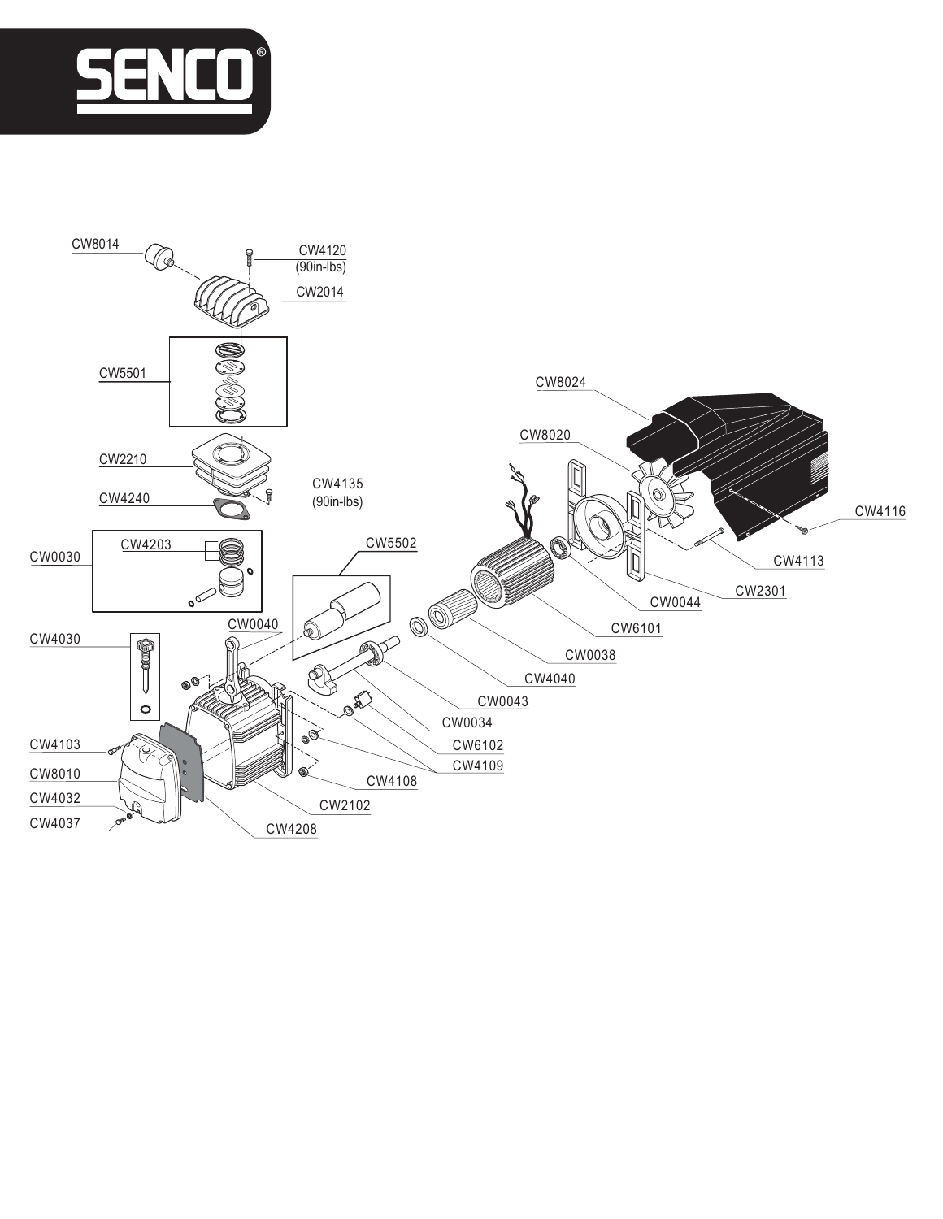SENCO®

CW8014

CW4120
(90in-lbs)

CW2014

CW5501

CW2210

CW4135
(90in-lbs)

CW4240

CW0030

CW4203

CW5502

CW0040

CW4030

CW4103

CW8010

CW4032

CW4037

CW4208

CW2102

CW4108

CW4109

CW6102

CW0034

CW0043

CW4040

CW0038

CW6101

CW0044

CW2301

CW4113

CW4116

CW8020

CW8024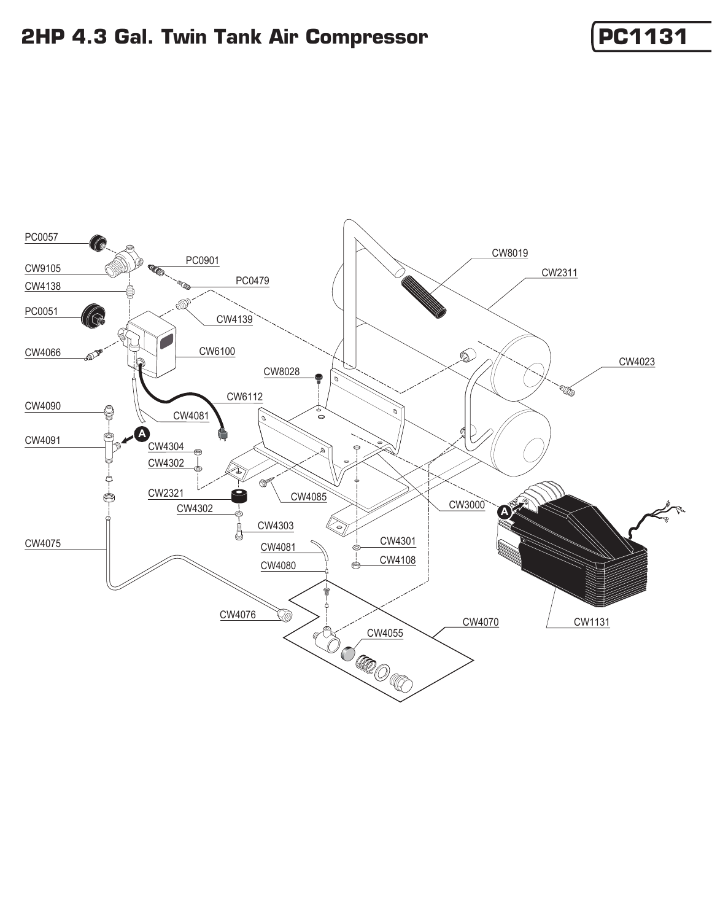# 2HP 4.3 Gal. Twin Tank Air Compressor

**PC1131**

PC0057
CW9105
CW4138
PC0051
CW4066
CW4090
CW4091
CW4075
PC0901
PC0479
CW4139
CW6100
CW6112
CW4081
CW8028
CW4304
CW4302
CW2321
CW4302
CW4303
CW4085
CW4081
CW4080
CW4076
CW4301
CW4108
CW4055
CW4070
CW3000
CW8019
CW2311
CW4023
CW1131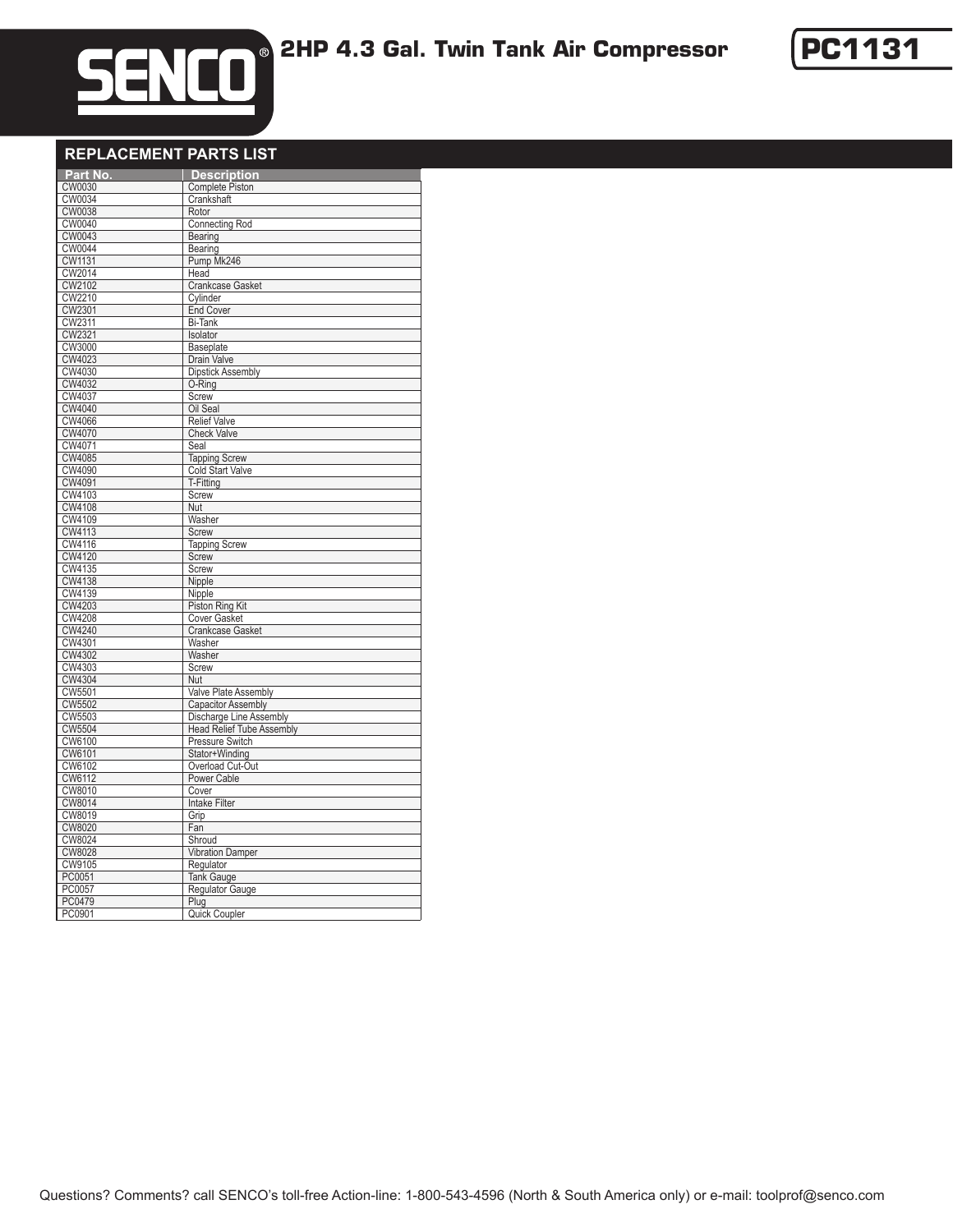# 2HP 4.3 Gal. Twin Tank Air Compressor

**PC1131**

## REPLACEMENT PARTS LIST

| Part No. | Description |
|---|---|
| CW0030 | Complete Piston |
| CW0034 | Crankshaft |
| CW0038 | Rotor |
| CW0040 | Connecting Rod |
| CW0043 | Bearing |
| CW0044 | Bearing |
| CW1131 | Pump Mk246 |
| CW2014 | Head |
| CW2102 | Crankcase Gasket |
| CW2210 | Cylinder |
| CW2301 | End Cover |
| CW2311 | Bi-Tank |
| CW2321 | Isolator |
| CW3000 | Baseplate |
| CW4023 | Drain Valve |
| CW4030 | Dipstick Assembly |
| CW4032 | O-Ring |
| CW4037 | Screw |
| CW4040 | Oil Seal |
| CW4066 | Relief Valve |
| CW4070 | Check Valve |
| CW4071 | Seal |
| CW4085 | Tapping Screw |
| CW4090 | Cold Start Valve |
| CW4091 | T-Fitting |
| CW4103 | Screw |
| CW4108 | Nut |
| CW4109 | Washer |
| CW4113 | Screw |
| CW4116 | Tapping Screw |
| CW4120 | Screw |
| CW4135 | Screw |
| CW4138 | Nipple |
| CW4139 | Nipple |
| CW4203 | Piston Ring Kit |
| CW4208 | Cover Gasket |
| CW4240 | Crankcase Gasket |
| CW4301 | Washer |
| CW4302 | Washer |
| CW4303 | Screw |
| CW4304 | Nut |
| CW5501 | Valve Plate Assembly |
| CW5502 | Capacitor Assembly |
| CW5503 | Discharge Line Assembly |
| CW5504 | Head Relief Tube Assembly |
| CW6100 | Pressure Switch |
| CW6101 | Stator+Winding |
| CW6102 | Overload Cut-Out |
| CW6112 | Power Cable |
| CW8010 | Cover |
| CW8014 | Intake Filter |
| CW8019 | Grip |
| CW8020 | Fan |
| CW8024 | Shroud |
| CW8028 | Vibration Damper |
| CW9105 | Regulator |
| PC0051 | Tank Gauge |
| PC0057 | Regulator Gauge |
| PC0479 | Plug |
| PC0901 | Quick Coupler |

Questions? Comments? call SENCO's toll-free Action-line: 1-800-543-4596 (North & South America only) or e-mail: toolprof@senco.com